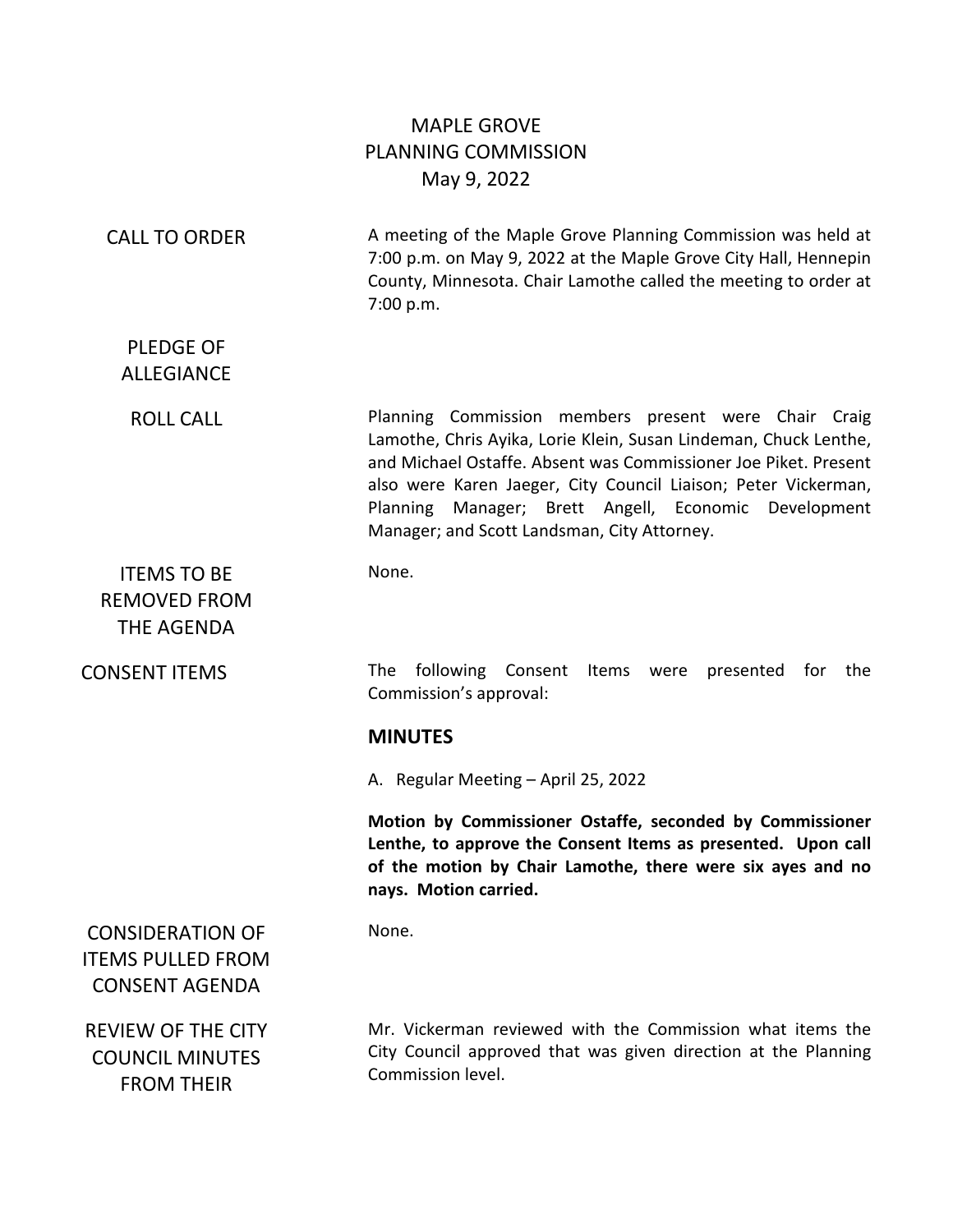# MAPLE GROVE
## PLANNING COMMISSION
### May 9, 2022

**CALL TO ORDER**

A meeting of the Maple Grove Planning Commission was held at 7:00 p.m. on May 9, 2022 at the Maple Grove City Hall, Hennepin County, Minnesota. Chair Lamothe called the meeting to order at 7:00 p.m.

**PLEDGE OF ALLEGIANCE**

**ROLL CALL**

Planning Commission members present were Chair Craig Lamothe, Chris Ayika, Lorie Klein, Susan Lindeman, Chuck Lenthe, and Michael Ostaffe. Absent was Commissioner Joe Piket. Present also were Karen Jaeger, City Council Liaison; Peter Vickerman, Planning Manager; Brett Angell, Economic Development Manager; and Scott Landsman, City Attorney.

**ITEMS TO BE REMOVED FROM THE AGENDA**

None.

**CONSENT ITEMS**

The following Consent Items were presented for the Commission's approval:

**MINUTES**

A. Regular Meeting – April 25, 2022

**Motion by Commissioner Ostaffe, seconded by Commissioner Lenthe, to approve the Consent Items as presented. Upon call of the motion by Chair Lamothe, there were six ayes and no nays. Motion carried.**

**CONSIDERATION OF ITEMS PULLED FROM CONSENT AGENDA**

None.

**REVIEW OF THE CITY COUNCIL MINUTES FROM THEIR**

Mr. Vickerman reviewed with the Commission what items the City Council approved that was given direction at the Planning Commission level.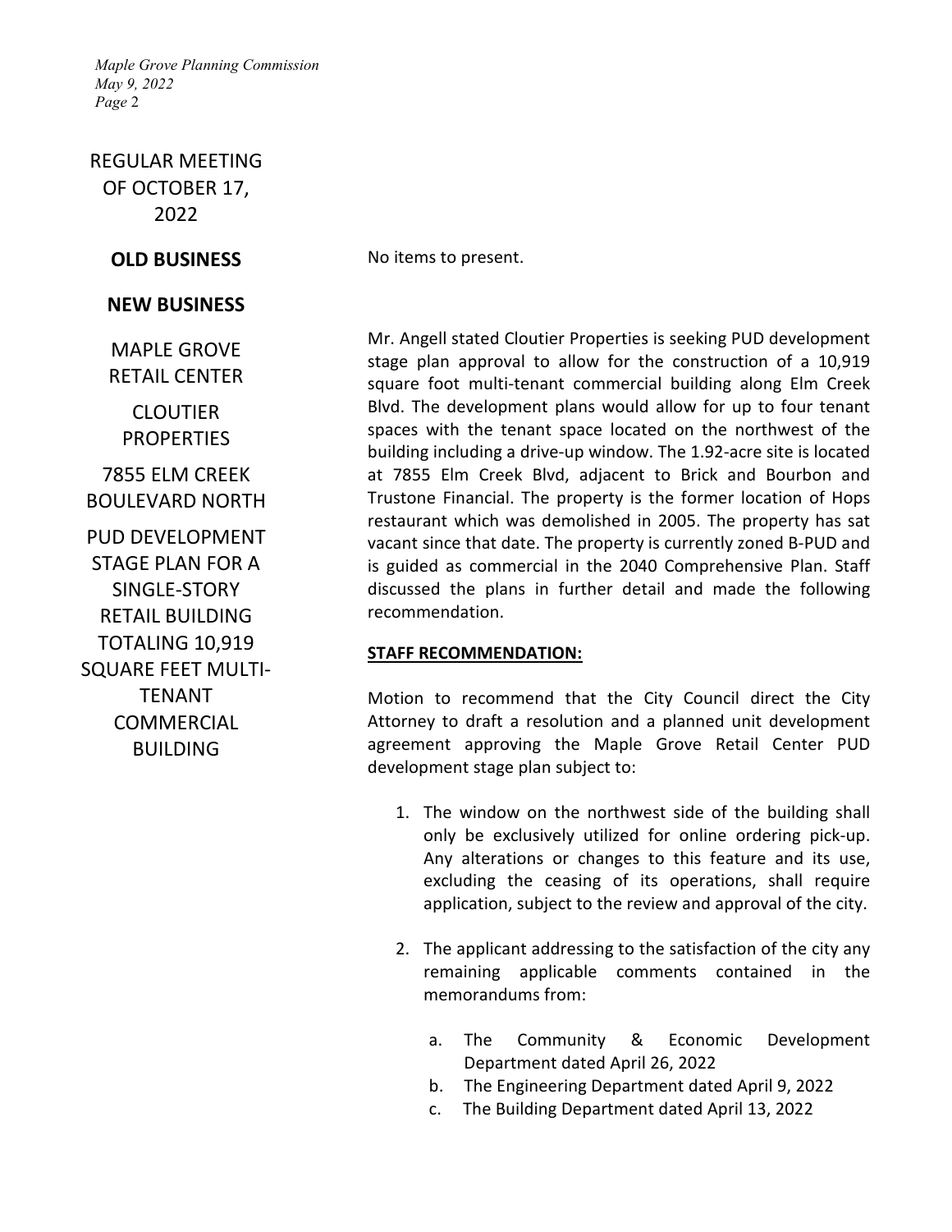REGULAR MEETING OF OCTOBER 17, 2022

**OLD BUSINESS**

No items to present.

**NEW BUSINESS**

MAPLE GROVE RETAIL CENTER

CLOUTIER PROPERTIES

7855 ELM CREEK BOULEVARD NORTH

PUD DEVELOPMENT STAGE PLAN FOR A SINGLE-STORY RETAIL BUILDING TOTALING 10,919 SQUARE FEET MULTI-TENANT COMMERCIAL BUILDING

Mr. Angell stated Cloutier Properties is seeking PUD development stage plan approval to allow for the construction of a 10,919 square foot multi-tenant commercial building along Elm Creek Blvd. The development plans would allow for up to four tenant spaces with the tenant space located on the northwest of the building including a drive-up window. The 1.92-acre site is located at 7855 Elm Creek Blvd, adjacent to Brick and Bourbon and Trustone Financial. The property is the former location of Hops restaurant which was demolished in 2005. The property has sat vacant since that date. The property is currently zoned B-PUD and is guided as commercial in the 2040 Comprehensive Plan. Staff discussed the plans in further detail and made the following recommendation.

**STAFF RECOMMENDATION:**

Motion to recommend that the City Council direct the City Attorney to draft a resolution and a planned unit development agreement approving the Maple Grove Retail Center PUD development stage plan subject to:

1. The window on the northwest side of the building shall only be exclusively utilized for online ordering pick-up. Any alterations or changes to this feature and its use, excluding the ceasing of its operations, shall require application, subject to the review and approval of the city.

2. The applicant addressing to the satisfaction of the city any remaining applicable comments contained in the memorandums from:

    a. The Community & Economic Development Department dated April 26, 2022
    b. The Engineering Department dated April 9, 2022
    c. The Building Department dated April 13, 2022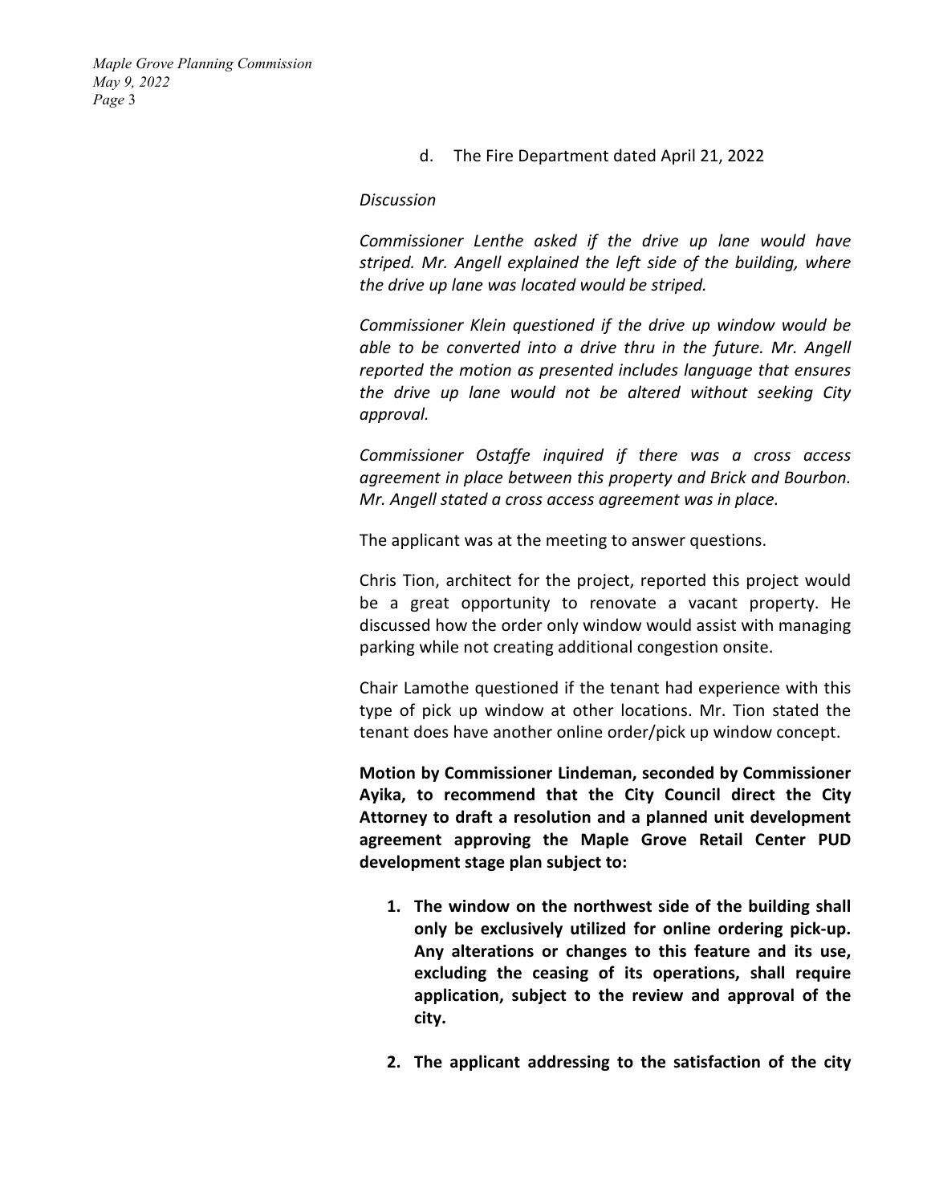d. The Fire Department dated April 21, 2022

*Discussion*

*Commissioner Lenthe asked if the drive up lane would have striped. Mr. Angell explained the left side of the building, where the drive up lane was located would be striped.*

*Commissioner Klein questioned if the drive up window would be able to be converted into a drive thru in the future. Mr. Angell reported the motion as presented includes language that ensures the drive up lane would not be altered without seeking City approval.*

*Commissioner Ostaffe inquired if there was a cross access agreement in place between this property and Brick and Bourbon. Mr. Angell stated a cross access agreement was in place.*

The applicant was at the meeting to answer questions.

Chris Tion, architect for the project, reported this project would be a great opportunity to renovate a vacant property. He discussed how the order only window would assist with managing parking while not creating additional congestion onsite.

Chair Lamothe questioned if the tenant had experience with this type of pick up window at other locations. Mr. Tion stated the tenant does have another online order/pick up window concept.

**Motion by Commissioner Lindeman, seconded by Commissioner Ayika, to recommend that the City Council direct the City Attorney to draft a resolution and a planned unit development agreement approving the Maple Grove Retail Center PUD development stage plan subject to:**

1. **The window on the northwest side of the building shall only be exclusively utilized for online ordering pick-up. Any alterations or changes to this feature and its use, excluding the ceasing of its operations, shall require application, subject to the review and approval of the city.**

2. **The applicant addressing to the satisfaction of the city**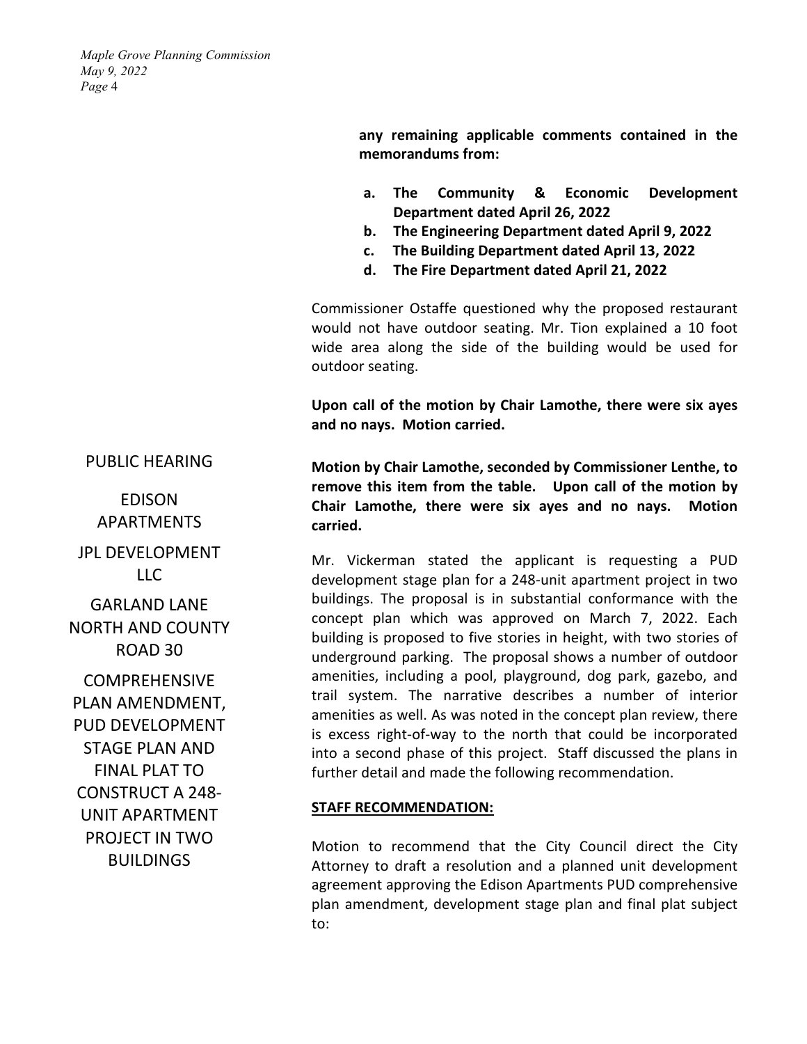any remaining applicable comments contained in the memorandums from:

a. **The Community & Economic Development Department dated April 26, 2022**
b. **The Engineering Department dated April 9, 2022**
c. **The Building Department dated April 13, 2022**
d. **The Fire Department dated April 21, 2022**

Commissioner Ostaffe questioned why the proposed restaurant would not have outdoor seating. Mr. Tion explained a 10 foot wide area along the side of the building would be used for outdoor seating.

**Upon call of the motion by Chair Lamothe, there were six ayes and no nays. Motion carried.**

PUBLIC HEARING

EDISON APARTMENTS

JPL DEVELOPMENT LLC

GARLAND LANE NORTH AND COUNTY ROAD 30

COMPREHENSIVE PLAN AMENDMENT, PUD DEVELOPMENT STAGE PLAN AND FINAL PLAT TO CONSTRUCT A 248-UNIT APARTMENT PROJECT IN TWO BUILDINGS

**Motion by Chair Lamothe, seconded by Commissioner Lenthe, to remove this item from the table. Upon call of the motion by Chair Lamothe, there were six ayes and no nays. Motion carried.**

Mr. Vickerman stated the applicant is requesting a PUD development stage plan for a 248-unit apartment project in two buildings. The proposal is in substantial conformance with the concept plan which was approved on March 7, 2022. Each building is proposed to five stories in height, with two stories of underground parking. The proposal shows a number of outdoor amenities, including a pool, playground, dog park, gazebo, and trail system. The narrative describes a number of interior amenities as well. As was noted in the concept plan review, there is excess right-of-way to the north that could be incorporated into a second phase of this project. Staff discussed the plans in further detail and made the following recommendation.

**STAFF RECOMMENDATION:**

Motion to recommend that the City Council direct the City Attorney to draft a resolution and a planned unit development agreement approving the Edison Apartments PUD comprehensive plan amendment, development stage plan and final plat subject to: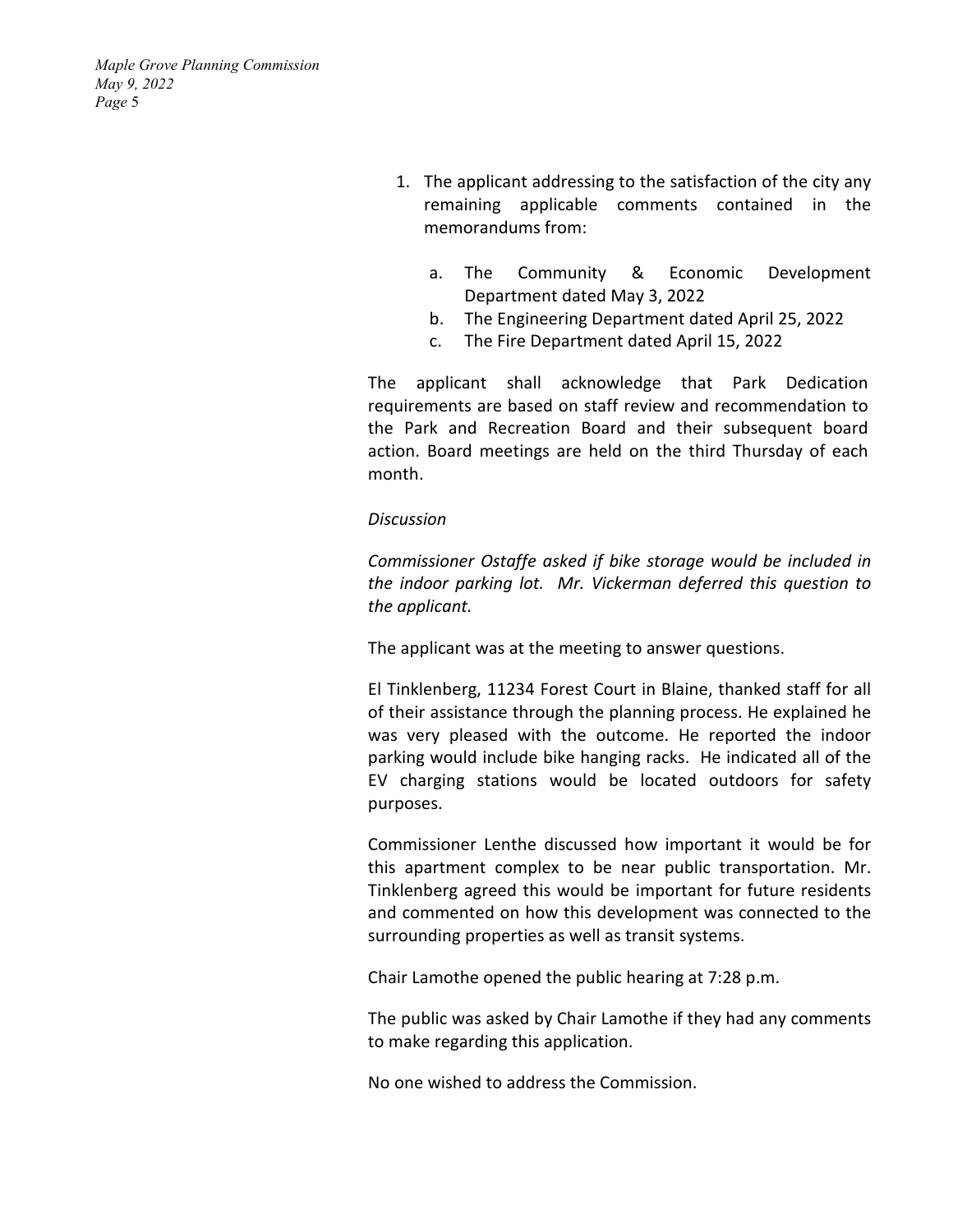1. The applicant addressing to the satisfaction of the city any remaining applicable comments contained in the memorandums from:

    a. The Community & Economic Development Department dated May 3, 2022
    b. The Engineering Department dated April 25, 2022
    c. The Fire Department dated April 15, 2022

The applicant shall acknowledge that Park Dedication requirements are based on staff review and recommendation to the Park and Recreation Board and their subsequent board action. Board meetings are held on the third Thursday of each month.

*Discussion*

*Commissioner Ostaffe asked if bike storage would be included in the indoor parking lot. Mr. Vickerman deferred this question to the applicant.*

The applicant was at the meeting to answer questions.

El Tinklenberg, 11234 Forest Court in Blaine, thanked staff for all of their assistance through the planning process. He explained he was very pleased with the outcome. He reported the indoor parking would include bike hanging racks. He indicated all of the EV charging stations would be located outdoors for safety purposes.

Commissioner Lenthe discussed how important it would be for this apartment complex to be near public transportation. Mr. Tinklenberg agreed this would be important for future residents and commented on how this development was connected to the surrounding properties as well as transit systems.

Chair Lamothe opened the public hearing at 7:28 p.m.

The public was asked by Chair Lamothe if they had any comments to make regarding this application.

No one wished to address the Commission.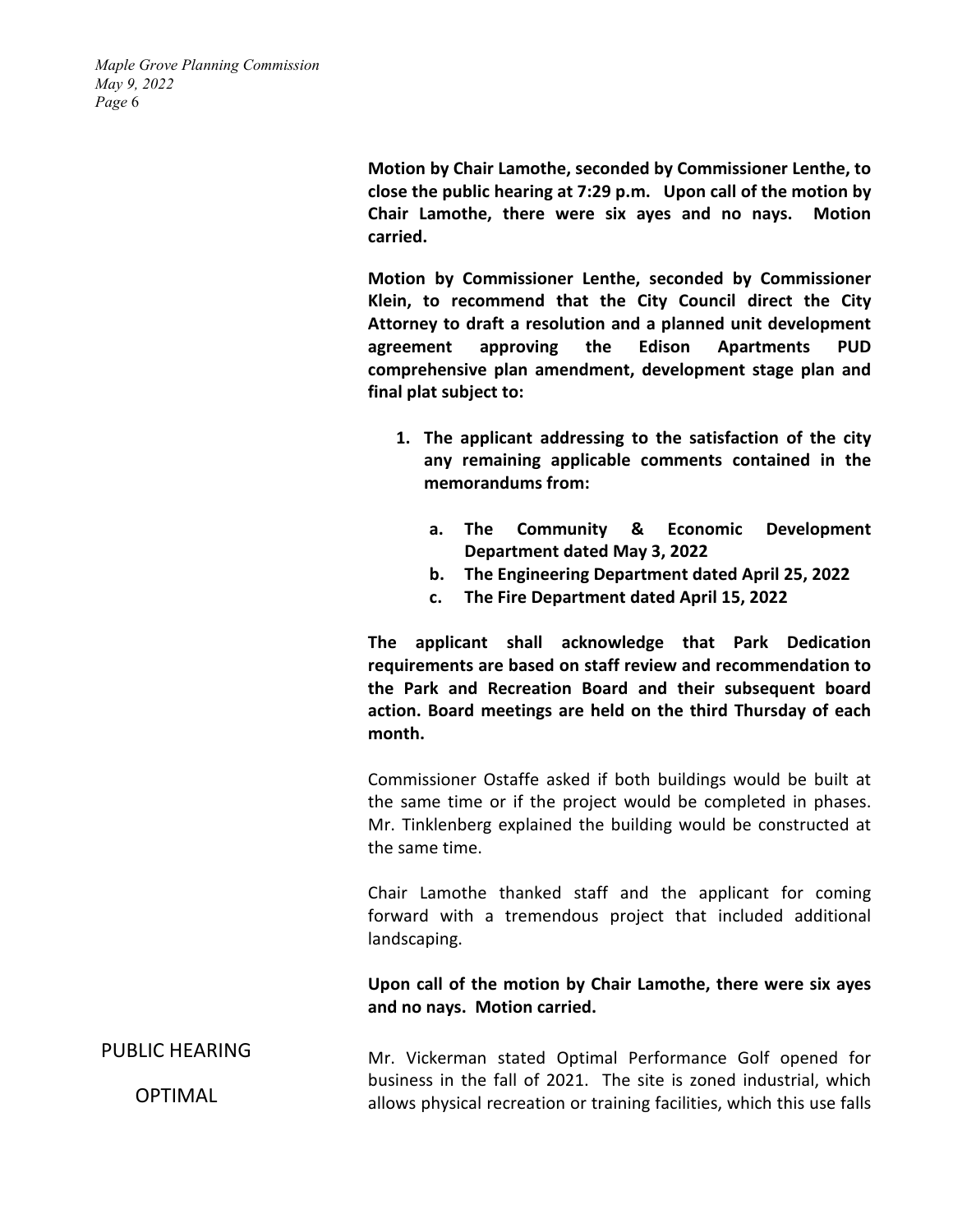**Motion by Chair Lamothe, seconded by Commissioner Lenthe, to close the public hearing at 7:29 p.m. Upon call of the motion by Chair Lamothe, there were six ayes and no nays. Motion carried.**

**Motion by Commissioner Lenthe, seconded by Commissioner Klein, to recommend that the City Council direct the City Attorney to draft a resolution and a planned unit development agreement approving the Edison Apartments PUD comprehensive plan amendment, development stage plan and final plat subject to:**

1. **The applicant addressing to the satisfaction of the city any remaining applicable comments contained in the memorandums from:**
   a. **The Community & Economic Development Department dated May 3, 2022**
   b. **The Engineering Department dated April 25, 2022**
   c. **The Fire Department dated April 15, 2022**

**The applicant shall acknowledge that Park Dedication requirements are based on staff review and recommendation to the Park and Recreation Board and their subsequent board action. Board meetings are held on the third Thursday of each month.**

Commissioner Ostaffe asked if both buildings would be built at the same time or if the project would be completed in phases. Mr. Tinklenberg explained the building would be constructed at the same time.

Chair Lamothe thanked staff and the applicant for coming forward with a tremendous project that included additional landscaping.

**Upon call of the motion by Chair Lamothe, there were six ayes and no nays. Motion carried.**

PUBLIC HEARING

OPTIMAL

Mr. Vickerman stated Optimal Performance Golf opened for business in the fall of 2021. The site is zoned industrial, which allows physical recreation or training facilities, which this use falls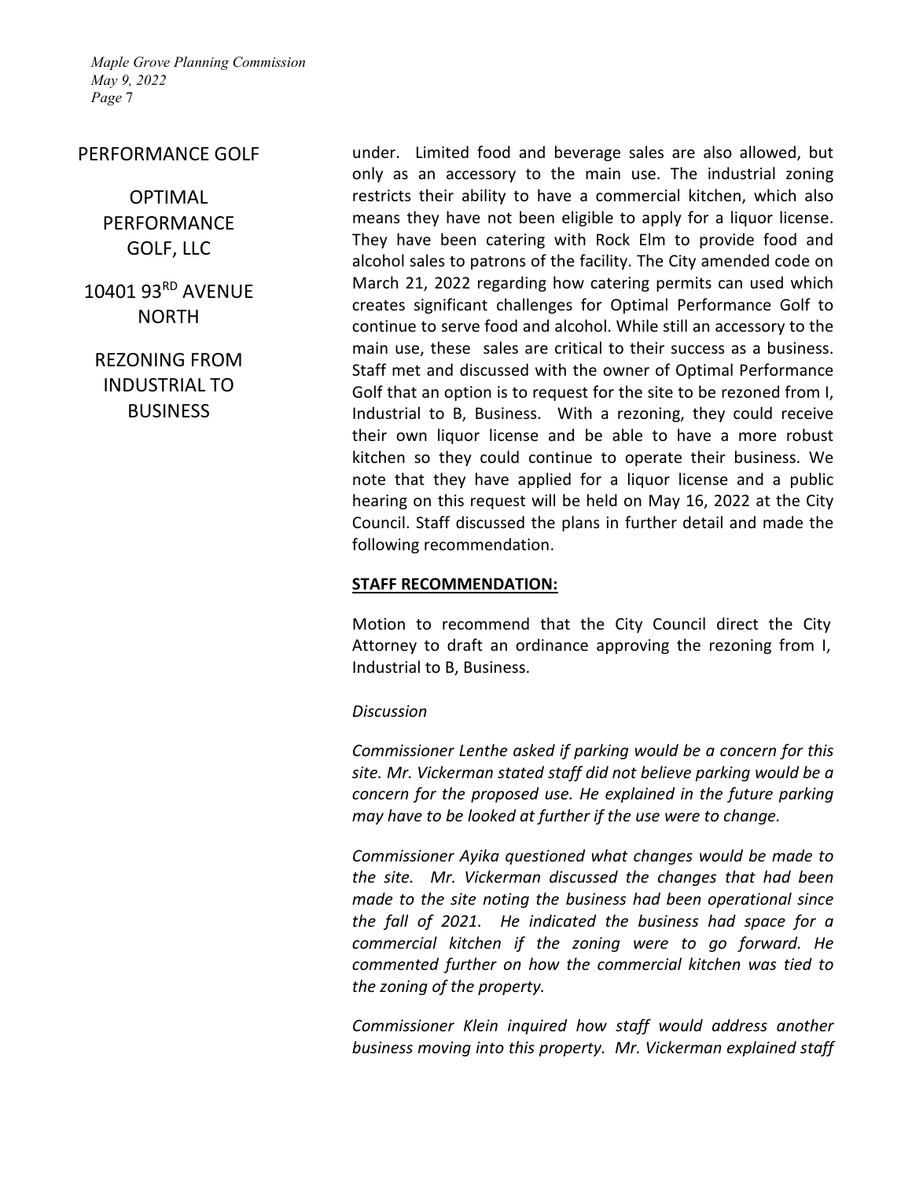PERFORMANCE GOLF

OPTIMAL PERFORMANCE GOLF, LLC

10401 93RD AVENUE NORTH

REZONING FROM INDUSTRIAL TO BUSINESS

under. Limited food and beverage sales are also allowed, but only as an accessory to the main use. The industrial zoning restricts their ability to have a commercial kitchen, which also means they have not been eligible to apply for a liquor license. They have been catering with Rock Elm to provide food and alcohol sales to patrons of the facility. The City amended code on March 21, 2022 regarding how catering permits can used which creates significant challenges for Optimal Performance Golf to continue to serve food and alcohol. While still an accessory to the main use, these sales are critical to their success as a business. Staff met and discussed with the owner of Optimal Performance Golf that an option is to request for the site to be rezoned from I, Industrial to B, Business. With a rezoning, they could receive their own liquor license and be able to have a more robust kitchen so they could continue to operate their business. We note that they have applied for a liquor license and a public hearing on this request will be held on May 16, 2022 at the City Council. Staff discussed the plans in further detail and made the following recommendation.

**STAFF RECOMMENDATION:**

Motion to recommend that the City Council direct the City Attorney to draft an ordinance approving the rezoning from I, Industrial to B, Business.

*Discussion*

*Commissioner Lenthe asked if parking would be a concern for this site. Mr. Vickerman stated staff did not believe parking would be a concern for the proposed use. He explained in the future parking may have to be looked at further if the use were to change.*

*Commissioner Ayika questioned what changes would be made to the site. Mr. Vickerman discussed the changes that had been made to the site noting the business had been operational since the fall of 2021. He indicated the business had space for a commercial kitchen if the zoning were to go forward. He commented further on how the commercial kitchen was tied to the zoning of the property.*

*Commissioner Klein inquired how staff would address another business moving into this property. Mr. Vickerman explained staff*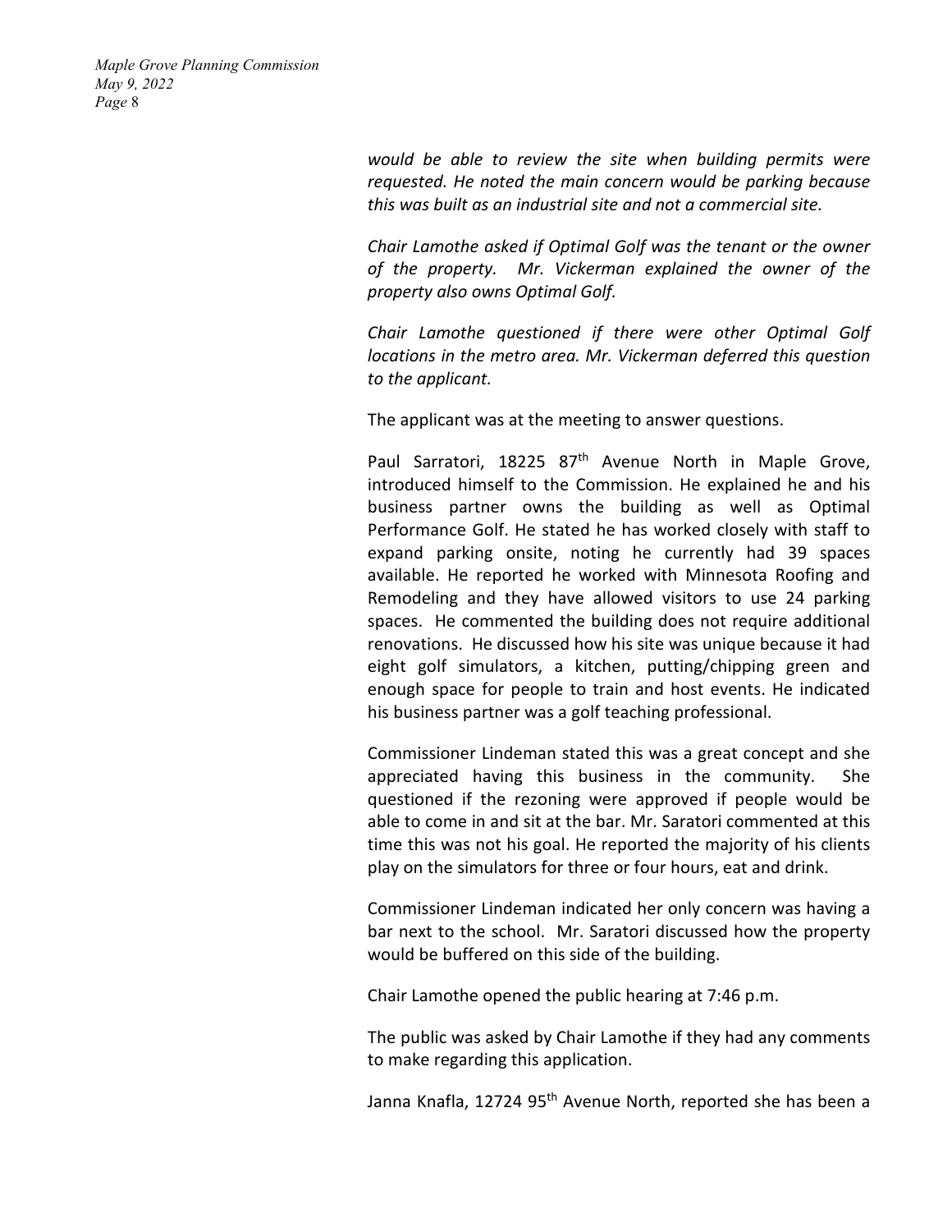*would be able to review the site when building permits were requested. He noted the main concern would be parking because this was built as an industrial site and not a commercial site.*

*Chair Lamothe asked if Optimal Golf was the tenant or the owner of the property. Mr. Vickerman explained the owner of the property also owns Optimal Golf.*

*Chair Lamothe questioned if there were other Optimal Golf locations in the metro area. Mr. Vickerman deferred this question to the applicant.*

The applicant was at the meeting to answer questions.

Paul Sarratori, 18225 87th Avenue North in Maple Grove, introduced himself to the Commission. He explained he and his business partner owns the building as well as Optimal Performance Golf. He stated he has worked closely with staff to expand parking onsite, noting he currently had 39 spaces available. He reported he worked with Minnesota Roofing and Remodeling and they have allowed visitors to use 24 parking spaces. He commented the building does not require additional renovations. He discussed how his site was unique because it had eight golf simulators, a kitchen, putting/chipping green and enough space for people to train and host events. He indicated his business partner was a golf teaching professional.

Commissioner Lindeman stated this was a great concept and she appreciated having this business in the community. She questioned if the rezoning were approved if people would be able to come in and sit at the bar. Mr. Saratori commented at this time this was not his goal. He reported the majority of his clients play on the simulators for three or four hours, eat and drink.

Commissioner Lindeman indicated her only concern was having a bar next to the school. Mr. Saratori discussed how the property would be buffered on this side of the building.

Chair Lamothe opened the public hearing at 7:46 p.m.

The public was asked by Chair Lamothe if they had any comments to make regarding this application.

Janna Knafla, 12724 95th Avenue North, reported she has been a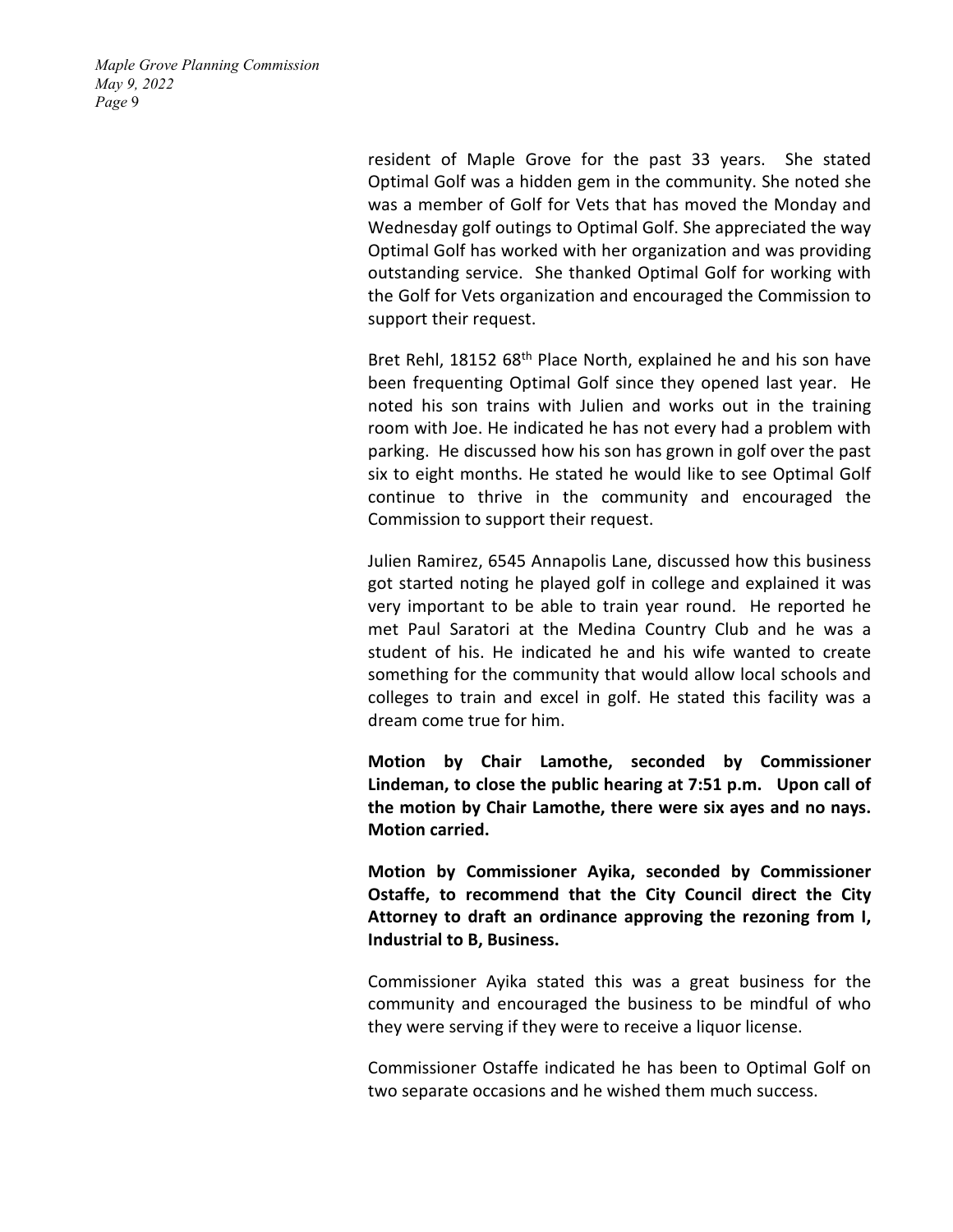resident of Maple Grove for the past 33 years. She stated Optimal Golf was a hidden gem in the community. She noted she was a member of Golf for Vets that has moved the Monday and Wednesday golf outings to Optimal Golf. She appreciated the way Optimal Golf has worked with her organization and was providing outstanding service. She thanked Optimal Golf for working with the Golf for Vets organization and encouraged the Commission to support their request.

Bret Rehl, 18152 68th Place North, explained he and his son have been frequenting Optimal Golf since they opened last year. He noted his son trains with Julien and works out in the training room with Joe. He indicated he has not every had a problem with parking. He discussed how his son has grown in golf over the past six to eight months. He stated he would like to see Optimal Golf continue to thrive in the community and encouraged the Commission to support their request.

Julien Ramirez, 6545 Annapolis Lane, discussed how this business got started noting he played golf in college and explained it was very important to be able to train year round. He reported he met Paul Saratori at the Medina Country Club and he was a student of his. He indicated he and his wife wanted to create something for the community that would allow local schools and colleges to train and excel in golf. He stated this facility was a dream come true for him.

**Motion by Chair Lamothe, seconded by Commissioner Lindeman, to close the public hearing at 7:51 p.m. Upon call of the motion by Chair Lamothe, there were six ayes and no nays. Motion carried.**

**Motion by Commissioner Ayika, seconded by Commissioner Ostaffe, to recommend that the City Council direct the City Attorney to draft an ordinance approving the rezoning from I, Industrial to B, Business.**

Commissioner Ayika stated this was a great business for the community and encouraged the business to be mindful of who they were serving if they were to receive a liquor license.

Commissioner Ostaffe indicated he has been to Optimal Golf on two separate occasions and he wished them much success.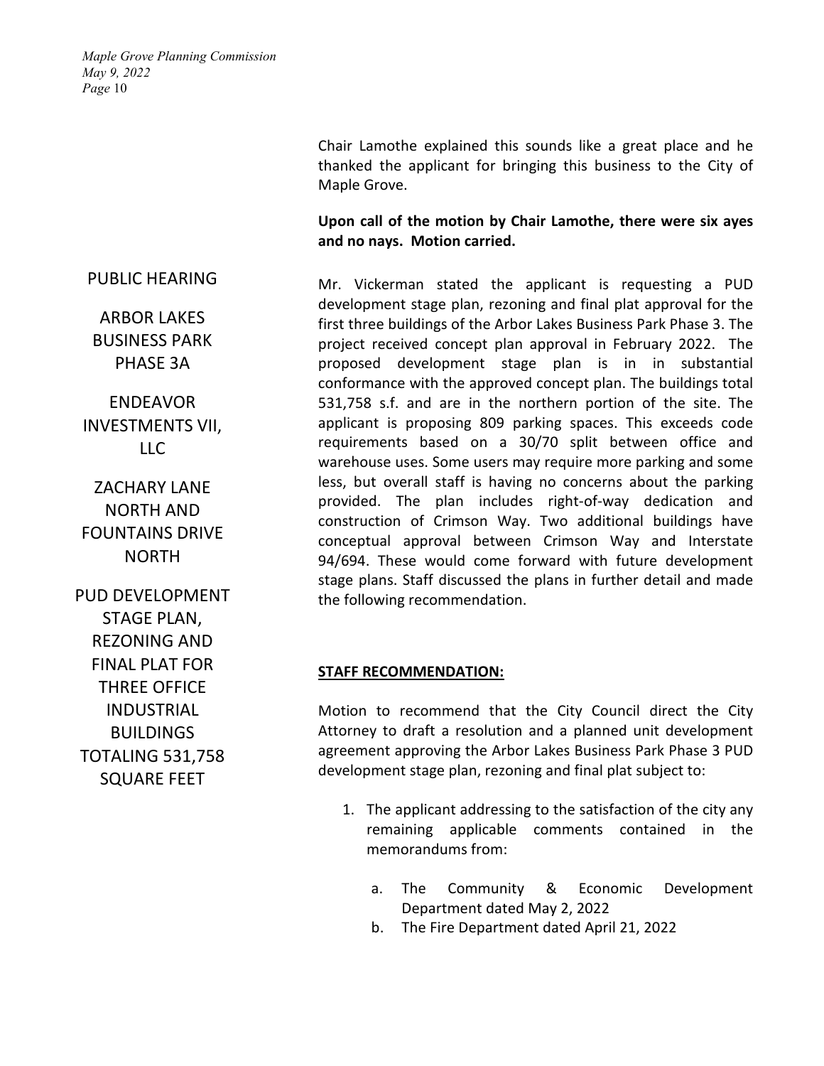Chair Lamothe explained this sounds like a great place and he thanked the applicant for bringing this business to the City of Maple Grove.

**Upon call of the motion by Chair Lamothe, there were six ayes and no nays. Motion carried.**

PUBLIC HEARING

ARBOR LAKES BUSINESS PARK PHASE 3A

ENDEAVOR INVESTMENTS VII, LLC

ZACHARY LANE NORTH AND FOUNTAINS DRIVE NORTH

PUD DEVELOPMENT STAGE PLAN, REZONING AND FINAL PLAT FOR THREE OFFICE INDUSTRIAL BUILDINGS TOTALING 531,758 SQUARE FEET

Mr. Vickerman stated the applicant is requesting a PUD development stage plan, rezoning and final plat approval for the first three buildings of the Arbor Lakes Business Park Phase 3. The project received concept plan approval in February 2022. The proposed development stage plan is in in substantial conformance with the approved concept plan. The buildings total 531,758 s.f. and are in the northern portion of the site. The applicant is proposing 809 parking spaces. This exceeds code requirements based on a 30/70 split between office and warehouse uses. Some users may require more parking and some less, but overall staff is having no concerns about the parking provided. The plan includes right-of-way dedication and construction of Crimson Way. Two additional buildings have conceptual approval between Crimson Way and Interstate 94/694. These would come forward with future development stage plans. Staff discussed the plans in further detail and made the following recommendation.

**STAFF RECOMMENDATION:**

Motion to recommend that the City Council direct the City Attorney to draft a resolution and a planned unit development agreement approving the Arbor Lakes Business Park Phase 3 PUD development stage plan, rezoning and final plat subject to:

1. The applicant addressing to the satisfaction of the city any remaining applicable comments contained in the memorandums from:

    a. The Community & Economic Development Department dated May 2, 2022
    b. The Fire Department dated April 21, 2022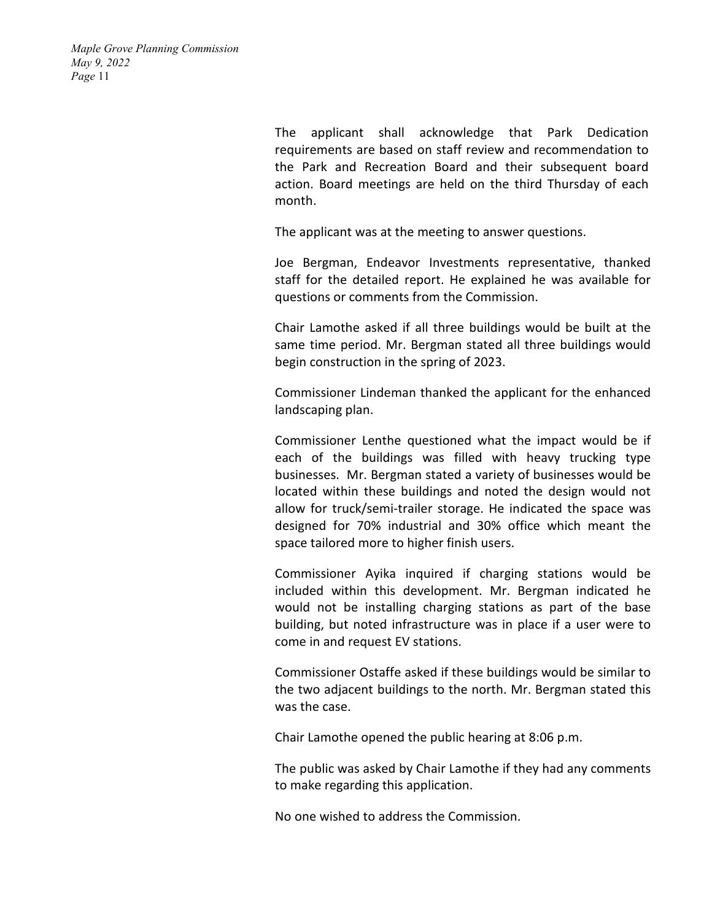The applicant shall acknowledge that Park Dedication requirements are based on staff review and recommendation to the Park and Recreation Board and their subsequent board action. Board meetings are held on the third Thursday of each month.

The applicant was at the meeting to answer questions.

Joe Bergman, Endeavor Investments representative, thanked staff for the detailed report. He explained he was available for questions or comments from the Commission.

Chair Lamothe asked if all three buildings would be built at the same time period. Mr. Bergman stated all three buildings would begin construction in the spring of 2023.

Commissioner Lindeman thanked the applicant for the enhanced landscaping plan.

Commissioner Lenthe questioned what the impact would be if each of the buildings was filled with heavy trucking type businesses. Mr. Bergman stated a variety of businesses would be located within these buildings and noted the design would not allow for truck/semi-trailer storage. He indicated the space was designed for 70% industrial and 30% office which meant the space tailored more to higher finish users.

Commissioner Ayika inquired if charging stations would be included within this development. Mr. Bergman indicated he would not be installing charging stations as part of the base building, but noted infrastructure was in place if a user were to come in and request EV stations.

Commissioner Ostaffe asked if these buildings would be similar to the two adjacent buildings to the north. Mr. Bergman stated this was the case.

Chair Lamothe opened the public hearing at 8:06 p.m.

The public was asked by Chair Lamothe if they had any comments to make regarding this application.

No one wished to address the Commission.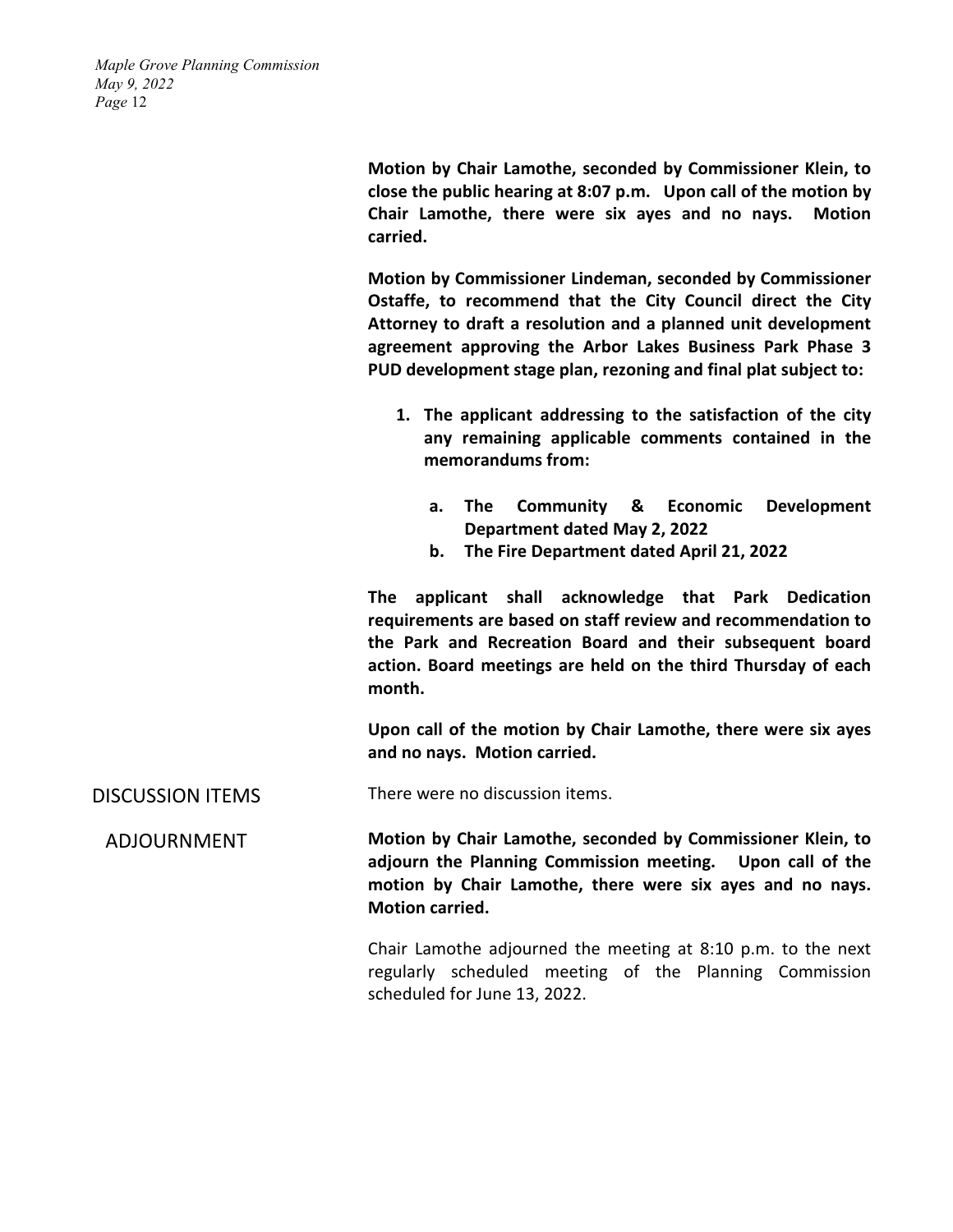**Motion by Chair Lamothe, seconded by Commissioner Klein, to close the public hearing at 8:07 p.m. Upon call of the motion by Chair Lamothe, there were six ayes and no nays. Motion carried.**

**Motion by Commissioner Lindeman, seconded by Commissioner Ostaffe, to recommend that the City Council direct the City Attorney to draft a resolution and a planned unit development agreement approving the Arbor Lakes Business Park Phase 3 PUD development stage plan, rezoning and final plat subject to:**

1. **The applicant addressing to the satisfaction of the city any remaining applicable comments contained in the memorandums from:**
    - **a. The Community & Economic Development Department dated May 2, 2022**
    - **b. The Fire Department dated April 21, 2022**

**The applicant shall acknowledge that Park Dedication requirements are based on staff review and recommendation to the Park and Recreation Board and their subsequent board action. Board meetings are held on the third Thursday of each month.**

**Upon call of the motion by Chair Lamothe, there were six ayes and no nays. Motion carried.**

## DISCUSSION ITEMS

There were no discussion items.

## ADJOURNMENT

**Motion by Chair Lamothe, seconded by Commissioner Klein, to adjourn the Planning Commission meeting. Upon call of the motion by Chair Lamothe, there were six ayes and no nays. Motion carried.**

Chair Lamothe adjourned the meeting at 8:10 p.m. to the next regularly scheduled meeting of the Planning Commission scheduled for June 13, 2022.